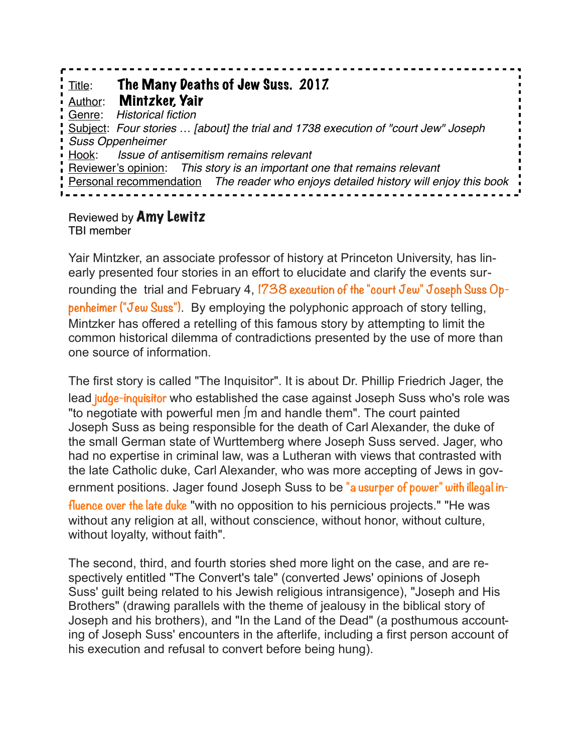Title: **The Many Deaths of Jew Suss. 2017.**
Author: **Mintzker, Yair**
Genre: *Historical fiction*
Subject: *Four stories … [about] the trial and 1738 execution of "court Jew" Joseph Suss Oppenheimer*
Hook: *Issue of antisemitism remains relevant*
Reviewer's opinion: *This story is an important one that remains relevant*
Personal recommendation *The reader who enjoys detailed history will enjoy this book*

Reviewed by **Amy Lewitz**
TBI member

Yair Mintzker, an associate professor of history at Princeton University, has linearly presented four stories in an effort to elucidate and clarify the events surrounding the trial and February 4, 1738 execution of the "court Jew" Joseph Suss Oppenheimer ("Jew Suss"). By employing the polyphonic approach of story telling, Mintzker has offered a retelling of this famous story by attempting to limit the common historical dilemma of contradictions presented by the use of more than one source of information.

The first story is called "The Inquisitor". It is about Dr. Phillip Friedrich Jager, the lead judge-inquisitor who established the case against Joseph Suss who's role was "to negotiate with powerful men ∫m and handle them". The court painted Joseph Suss as being responsible for the death of Carl Alexander, the duke of the small German state of Wurttemberg where Joseph Suss served. Jager, who had no expertise in criminal law, was a Lutheran with views that contrasted with the late Catholic duke, Carl Alexander, who was more accepting of Jews in government positions. Jager found Joseph Suss to be "a usurper of power" with illegal influence over the late duke "with no opposition to his pernicious projects." "He was without any religion at all, without conscience, without honor, without culture, without loyalty, without faith".

The second, third, and fourth stories shed more light on the case, and are respectively entitled "The Convert's tale" (converted Jews' opinions of Joseph Suss' guilt being related to his Jewish religious intransigence), "Joseph and His Brothers" (drawing parallels with the theme of jealousy in the biblical story of Joseph and his brothers), and "In the Land of the Dead" (a posthumous accounting of Joseph Suss' encounters in the afterlife, including a first person account of his execution and refusal to convert before being hung).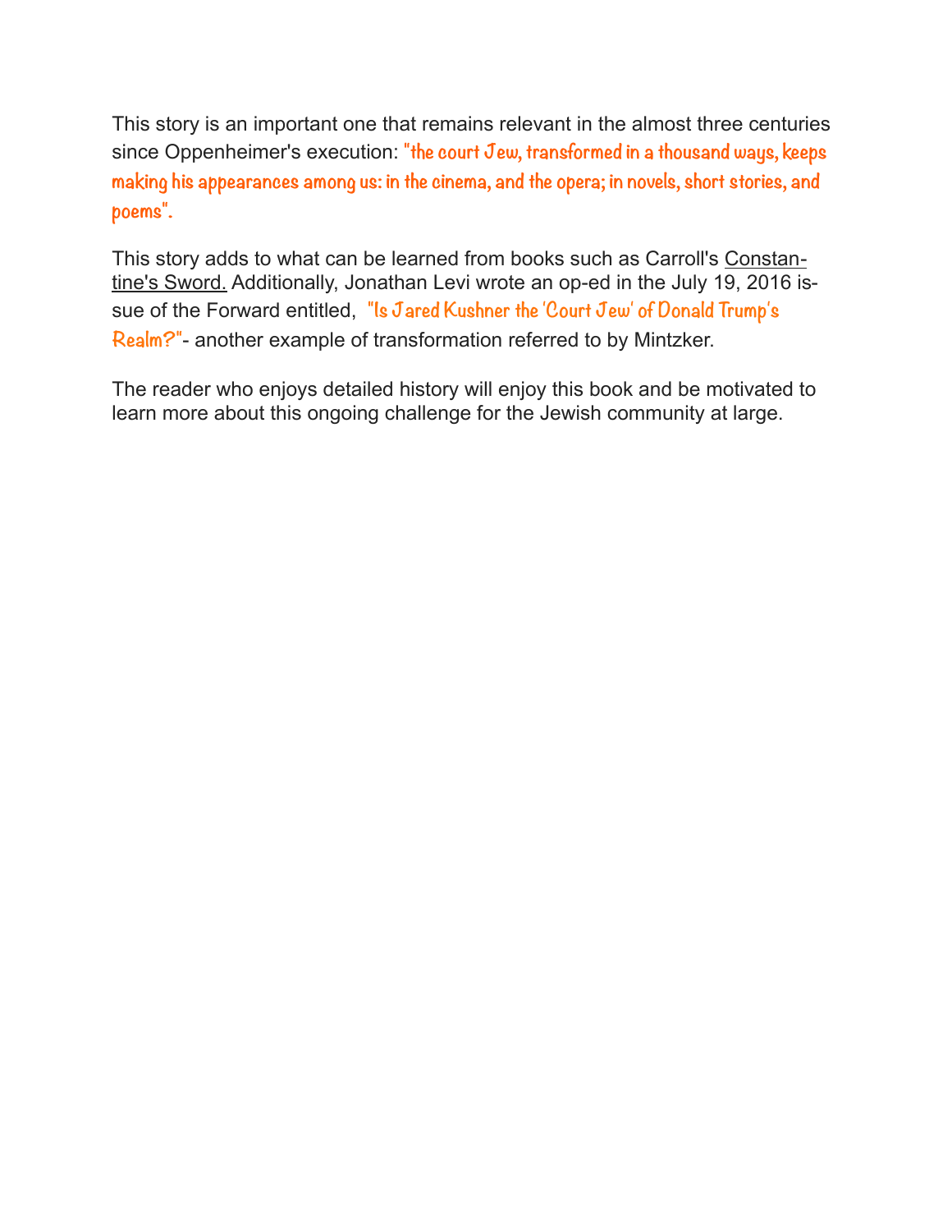This story is an important one that remains relevant in the almost three centuries since Oppenheimer's execution: **"the court Jew, transformed in a thousand ways, keeps making his appearances among us: in the cinema, and the opera; in novels, short stories, and poems".**

This story adds to what can be learned from books such as Carroll's Constantine's Sword. Additionally, Jonathan Levi wrote an op-ed in the July 19, 2016 issue of the Forward entitled, **"Is Jared Kushner the 'Court Jew' of Donald Trump's Realm?"**- another example of transformation referred to by Mintzker.

The reader who enjoys detailed history will enjoy this book and be motivated to learn more about this ongoing challenge for the Jewish community at large.